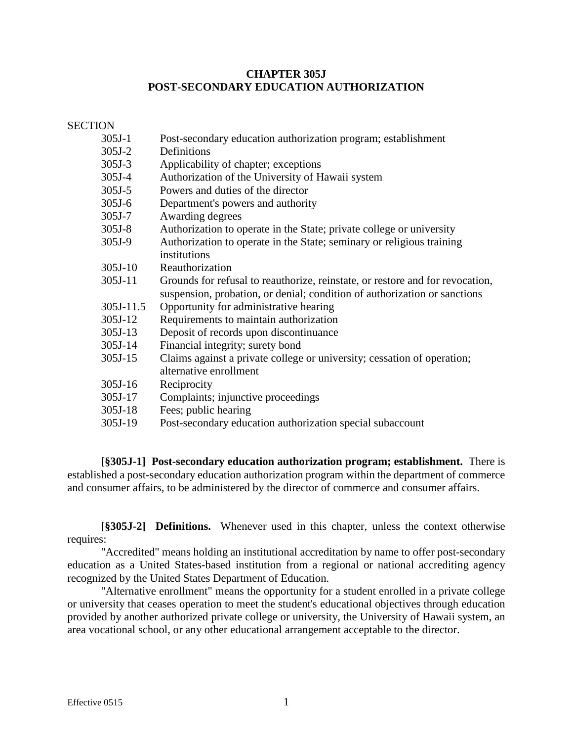# CHAPTER 305J
# POST-SECONDARY EDUCATION AUTHORIZATION

SECTION

| | |
|---|---|
| 305J-1 | Post-secondary education authorization program; establishment |
| 305J-2 | Definitions |
| 305J-3 | Applicability of chapter; exceptions |
| 305J-4 | Authorization of the University of Hawaii system |
| 305J-5 | Powers and duties of the director |
| 305J-6 | Department's powers and authority |
| 305J-7 | Awarding degrees |
| 305J-8 | Authorization to operate in the State; private college or university |
| 305J-9 | Authorization to operate in the State; seminary or religious training institutions |
| 305J-10 | Reauthorization |
| 305J-11 | Grounds for refusal to reauthorize, reinstate, or restore and for revocation, suspension, probation, or denial; condition of authorization or sanctions |
| 305J-11.5 | Opportunity for administrative hearing |
| 305J-12 | Requirements to maintain authorization |
| 305J-13 | Deposit of records upon discontinuance |
| 305J-14 | Financial integrity; surety bond |
| 305J-15 | Claims against a private college or university; cessation of operation; alternative enrollment |
| 305J-16 | Reciprocity |
| 305J-17 | Complaints; injunctive proceedings |
| 305J-18 | Fees; public hearing |
| 305J-19 | Post-secondary education authorization special subaccount |

**[§305J-1] Post-secondary education authorization program; establishment.** There is established a post-secondary education authorization program within the department of commerce and consumer affairs, to be administered by the director of commerce and consumer affairs.

**[§305J-2] Definitions.** Whenever used in this chapter, unless the context otherwise requires:

"Accredited" means holding an institutional accreditation by name to offer post-secondary education as a United States-based institution from a regional or national accrediting agency recognized by the United States Department of Education.

"Alternative enrollment" means the opportunity for a student enrolled in a private college or university that ceases operation to meet the student's educational objectives through education provided by another authorized private college or university, the University of Hawaii system, an area vocational school, or any other educational arrangement acceptable to the director.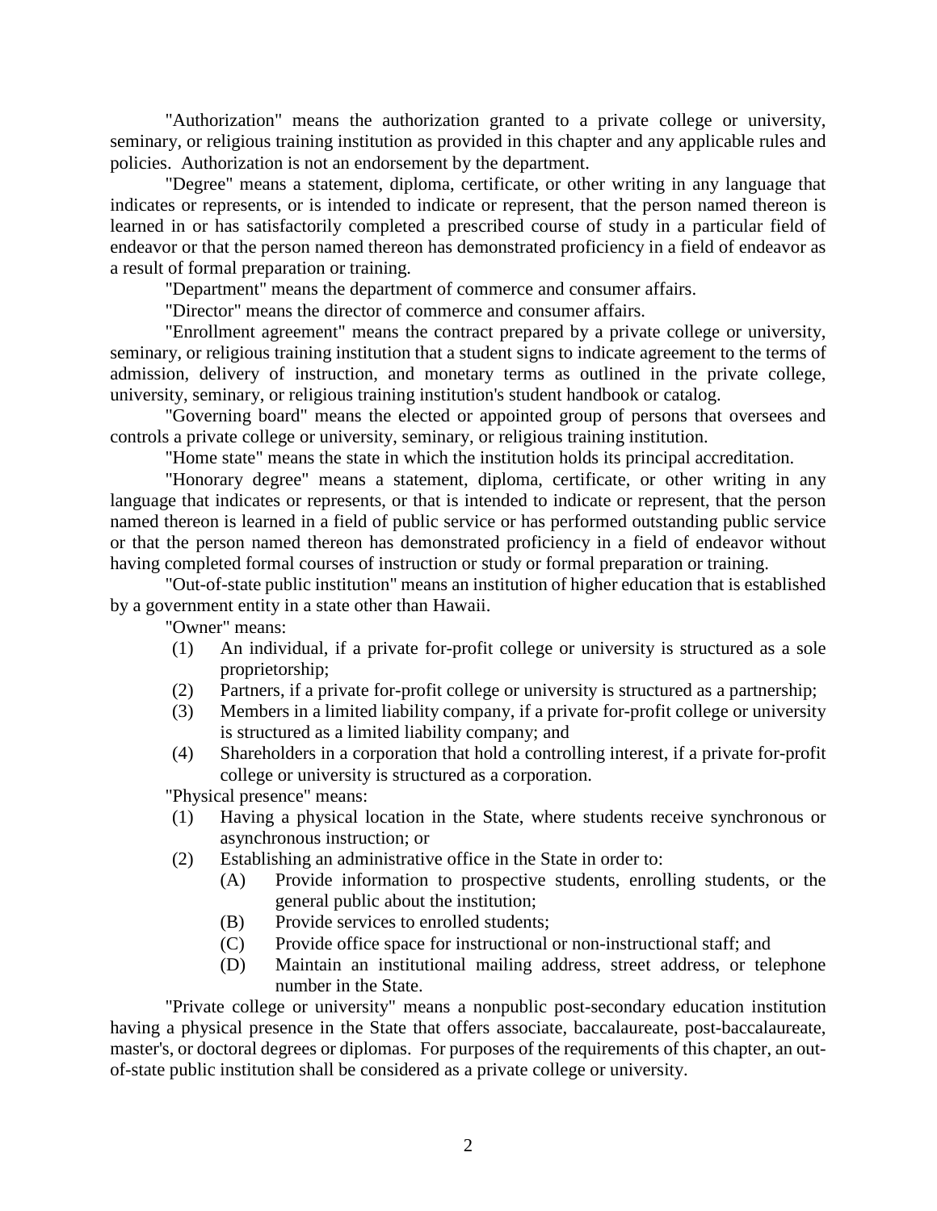"Authorization" means the authorization granted to a private college or university, seminary, or religious training institution as provided in this chapter and any applicable rules and policies. Authorization is not an endorsement by the department.

"Degree" means a statement, diploma, certificate, or other writing in any language that indicates or represents, or is intended to indicate or represent, that the person named thereon is learned in or has satisfactorily completed a prescribed course of study in a particular field of endeavor or that the person named thereon has demonstrated proficiency in a field of endeavor as a result of formal preparation or training.

"Department" means the department of commerce and consumer affairs.

"Director" means the director of commerce and consumer affairs.

"Enrollment agreement" means the contract prepared by a private college or university, seminary, or religious training institution that a student signs to indicate agreement to the terms of admission, delivery of instruction, and monetary terms as outlined in the private college, university, seminary, or religious training institution's student handbook or catalog.

"Governing board" means the elected or appointed group of persons that oversees and controls a private college or university, seminary, or religious training institution.

"Home state" means the state in which the institution holds its principal accreditation.

"Honorary degree" means a statement, diploma, certificate, or other writing in any language that indicates or represents, or that is intended to indicate or represent, that the person named thereon is learned in a field of public service or has performed outstanding public service or that the person named thereon has demonstrated proficiency in a field of endeavor without having completed formal courses of instruction or study or formal preparation or training.

"Out-of-state public institution" means an institution of higher education that is established by a government entity in a state other than Hawaii.

"Owner" means:

(1) An individual, if a private for-profit college or university is structured as a sole proprietorship;

(2) Partners, if a private for-profit college or university is structured as a partnership;

(3) Members in a limited liability company, if a private for-profit college or university is structured as a limited liability company; and

(4) Shareholders in a corporation that hold a controlling interest, if a private for-profit college or university is structured as a corporation.

"Physical presence" means:

(1) Having a physical location in the State, where students receive synchronous or asynchronous instruction; or

(2) Establishing an administrative office in the State in order to:

 (A) Provide information to prospective students, enrolling students, or the general public about the institution;

 (B) Provide services to enrolled students;

 (C) Provide office space for instructional or non-instructional staff; and

 (D) Maintain an institutional mailing address, street address, or telephone number in the State.

"Private college or university" means a nonpublic post-secondary education institution having a physical presence in the State that offers associate, baccalaureate, post-baccalaureate, master's, or doctoral degrees or diplomas. For purposes of the requirements of this chapter, an out-of-state public institution shall be considered as a private college or university.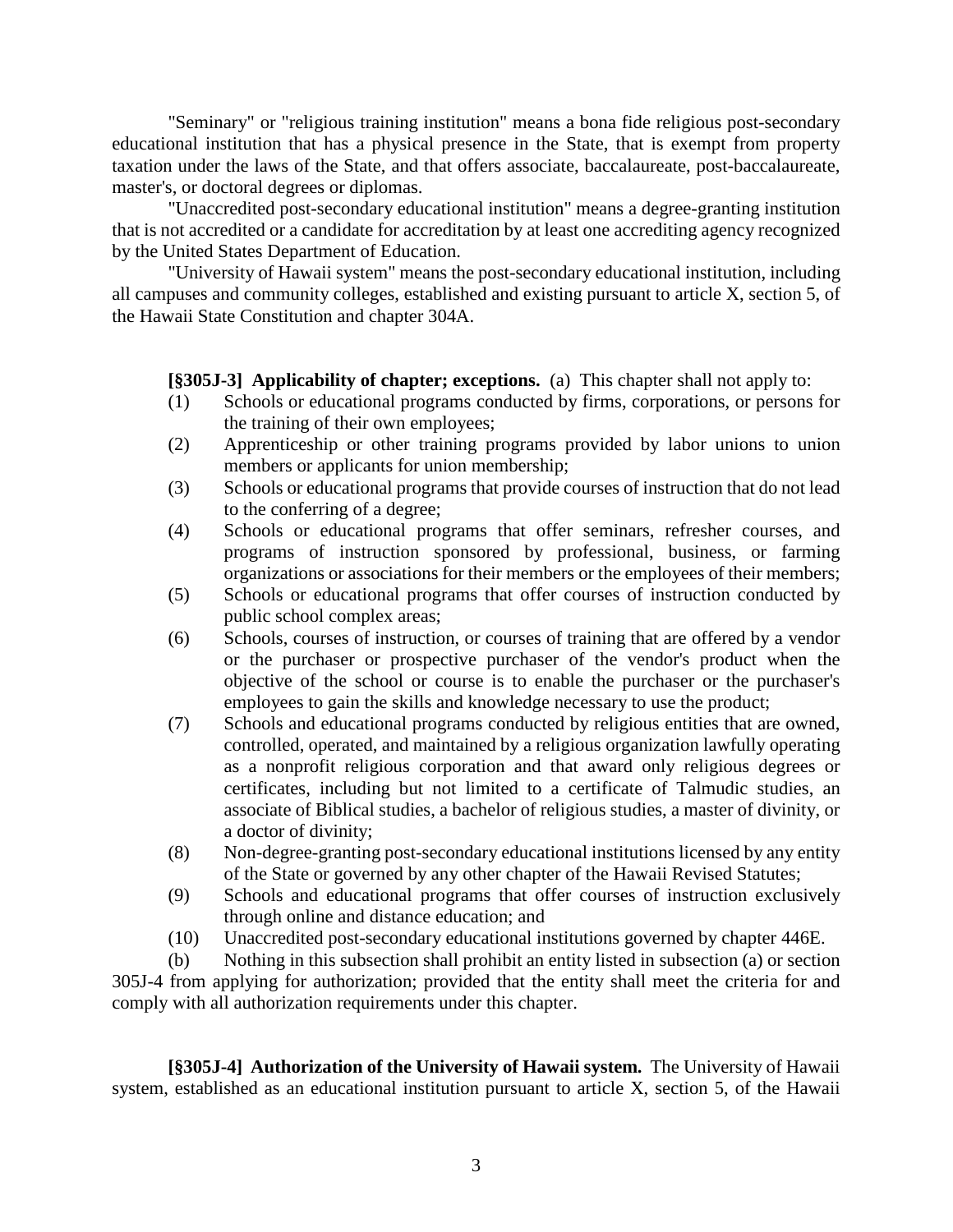"Seminary" or "religious training institution" means a bona fide religious post-secondary educational institution that has a physical presence in the State, that is exempt from property taxation under the laws of the State, and that offers associate, baccalaureate, post-baccalaureate, master's, or doctoral degrees or diplomas.

"Unaccredited post-secondary educational institution" means a degree-granting institution that is not accredited or a candidate for accreditation by at least one accrediting agency recognized by the United States Department of Education.

"University of Hawaii system" means the post-secondary educational institution, including all campuses and community colleges, established and existing pursuant to article X, section 5, of the Hawaii State Constitution and chapter 304A.

**[§305J-3] Applicability of chapter; exceptions.** (a) This chapter shall not apply to:

(1) Schools or educational programs conducted by firms, corporations, or persons for the training of their own employees;

(2) Apprenticeship or other training programs provided by labor unions to union members or applicants for union membership;

(3) Schools or educational programs that provide courses of instruction that do not lead to the conferring of a degree;

(4) Schools or educational programs that offer seminars, refresher courses, and programs of instruction sponsored by professional, business, or farming organizations or associations for their members or the employees of their members;

(5) Schools or educational programs that offer courses of instruction conducted by public school complex areas;

(6) Schools, courses of instruction, or courses of training that are offered by a vendor or the purchaser or prospective purchaser of the vendor's product when the objective of the school or course is to enable the purchaser or the purchaser's employees to gain the skills and knowledge necessary to use the product;

(7) Schools and educational programs conducted by religious entities that are owned, controlled, operated, and maintained by a religious organization lawfully operating as a nonprofit religious corporation and that award only religious degrees or certificates, including but not limited to a certificate of Talmudic studies, an associate of Biblical studies, a bachelor of religious studies, a master of divinity, or a doctor of divinity;

(8) Non-degree-granting post-secondary educational institutions licensed by any entity of the State or governed by any other chapter of the Hawaii Revised Statutes;

(9) Schools and educational programs that offer courses of instruction exclusively through online and distance education; and

(10) Unaccredited post-secondary educational institutions governed by chapter 446E.

(b) Nothing in this subsection shall prohibit an entity listed in subsection (a) or section 305J-4 from applying for authorization; provided that the entity shall meet the criteria for and comply with all authorization requirements under this chapter.

**[§305J-4] Authorization of the University of Hawaii system.** The University of Hawaii system, established as an educational institution pursuant to article X, section 5, of the Hawaii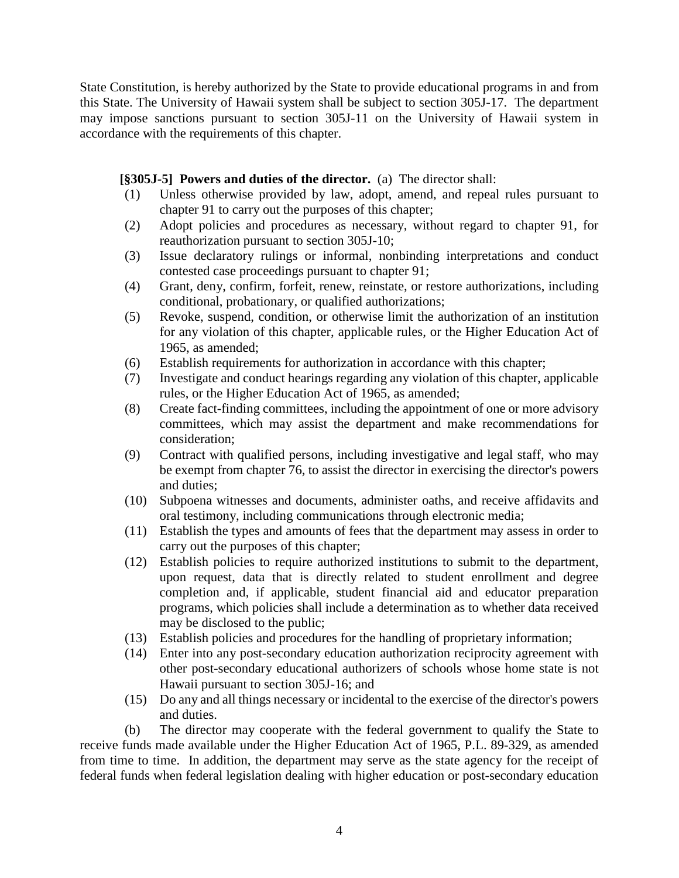State Constitution, is hereby authorized by the State to provide educational programs in and from this State. The University of Hawaii system shall be subject to section 305J-17. The department may impose sanctions pursuant to section 305J-11 on the University of Hawaii system in accordance with the requirements of this chapter.

**[§305J-5] Powers and duties of the director.** (a) The director shall:

(1) Unless otherwise provided by law, adopt, amend, and repeal rules pursuant to chapter 91 to carry out the purposes of this chapter;

(2) Adopt policies and procedures as necessary, without regard to chapter 91, for reauthorization pursuant to section 305J-10;

(3) Issue declaratory rulings or informal, nonbinding interpretations and conduct contested case proceedings pursuant to chapter 91;

(4) Grant, deny, confirm, forfeit, renew, reinstate, or restore authorizations, including conditional, probationary, or qualified authorizations;

(5) Revoke, suspend, condition, or otherwise limit the authorization of an institution for any violation of this chapter, applicable rules, or the Higher Education Act of 1965, as amended;

(6) Establish requirements for authorization in accordance with this chapter;

(7) Investigate and conduct hearings regarding any violation of this chapter, applicable rules, or the Higher Education Act of 1965, as amended;

(8) Create fact-finding committees, including the appointment of one or more advisory committees, which may assist the department and make recommendations for consideration;

(9) Contract with qualified persons, including investigative and legal staff, who may be exempt from chapter 76, to assist the director in exercising the director's powers and duties;

(10) Subpoena witnesses and documents, administer oaths, and receive affidavits and oral testimony, including communications through electronic media;

(11) Establish the types and amounts of fees that the department may assess in order to carry out the purposes of this chapter;

(12) Establish policies to require authorized institutions to submit to the department, upon request, data that is directly related to student enrollment and degree completion and, if applicable, student financial aid and educator preparation programs, which policies shall include a determination as to whether data received may be disclosed to the public;

(13) Establish policies and procedures for the handling of proprietary information;

(14) Enter into any post-secondary education authorization reciprocity agreement with other post-secondary educational authorizers of schools whose home state is not Hawaii pursuant to section 305J-16; and

(15) Do any and all things necessary or incidental to the exercise of the director's powers and duties.

(b) The director may cooperate with the federal government to qualify the State to receive funds made available under the Higher Education Act of 1965, P.L. 89-329, as amended from time to time. In addition, the department may serve as the state agency for the receipt of federal funds when federal legislation dealing with higher education or post-secondary education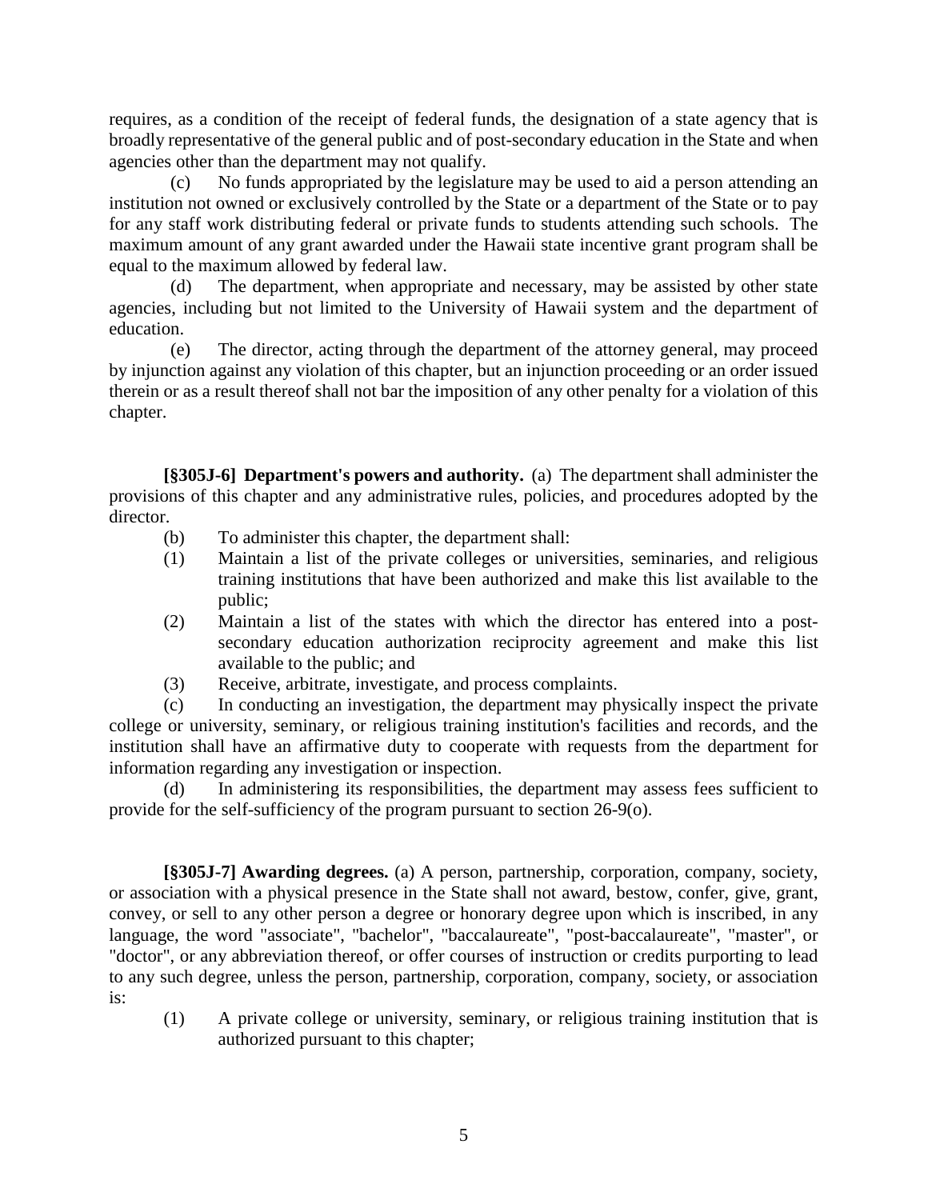requires, as a condition of the receipt of federal funds, the designation of a state agency that is broadly representative of the general public and of post-secondary education in the State and when agencies other than the department may not qualify.

(c) No funds appropriated by the legislature may be used to aid a person attending an institution not owned or exclusively controlled by the State or a department of the State or to pay for any staff work distributing federal or private funds to students attending such schools. The maximum amount of any grant awarded under the Hawaii state incentive grant program shall be equal to the maximum allowed by federal law.

(d) The department, when appropriate and necessary, may be assisted by other state agencies, including but not limited to the University of Hawaii system and the department of education.

(e) The director, acting through the department of the attorney general, may proceed by injunction against any violation of this chapter, but an injunction proceeding or an order issued therein or as a result thereof shall not bar the imposition of any other penalty for a violation of this chapter.

**[§305J-6] Department's powers and authority.** (a) The department shall administer the provisions of this chapter and any administrative rules, policies, and procedures adopted by the director.

(b) To administer this chapter, the department shall:

(1) Maintain a list of the private colleges or universities, seminaries, and religious training institutions that have been authorized and make this list available to the public;

(2) Maintain a list of the states with which the director has entered into a post-secondary education authorization reciprocity agreement and make this list available to the public; and

(3) Receive, arbitrate, investigate, and process complaints.

(c) In conducting an investigation, the department may physically inspect the private college or university, seminary, or religious training institution's facilities and records, and the institution shall have an affirmative duty to cooperate with requests from the department for information regarding any investigation or inspection.

(d) In administering its responsibilities, the department may assess fees sufficient to provide for the self-sufficiency of the program pursuant to section 26-9(o).

**[§305J-7] Awarding degrees.** (a) A person, partnership, corporation, company, society, or association with a physical presence in the State shall not award, bestow, confer, give, grant, convey, or sell to any other person a degree or honorary degree upon which is inscribed, in any language, the word "associate", "bachelor", "baccalaureate", "post-baccalaureate", "master", or "doctor", or any abbreviation thereof, or offer courses of instruction or credits purporting to lead to any such degree, unless the person, partnership, corporation, company, society, or association is:

(1) A private college or university, seminary, or religious training institution that is authorized pursuant to this chapter;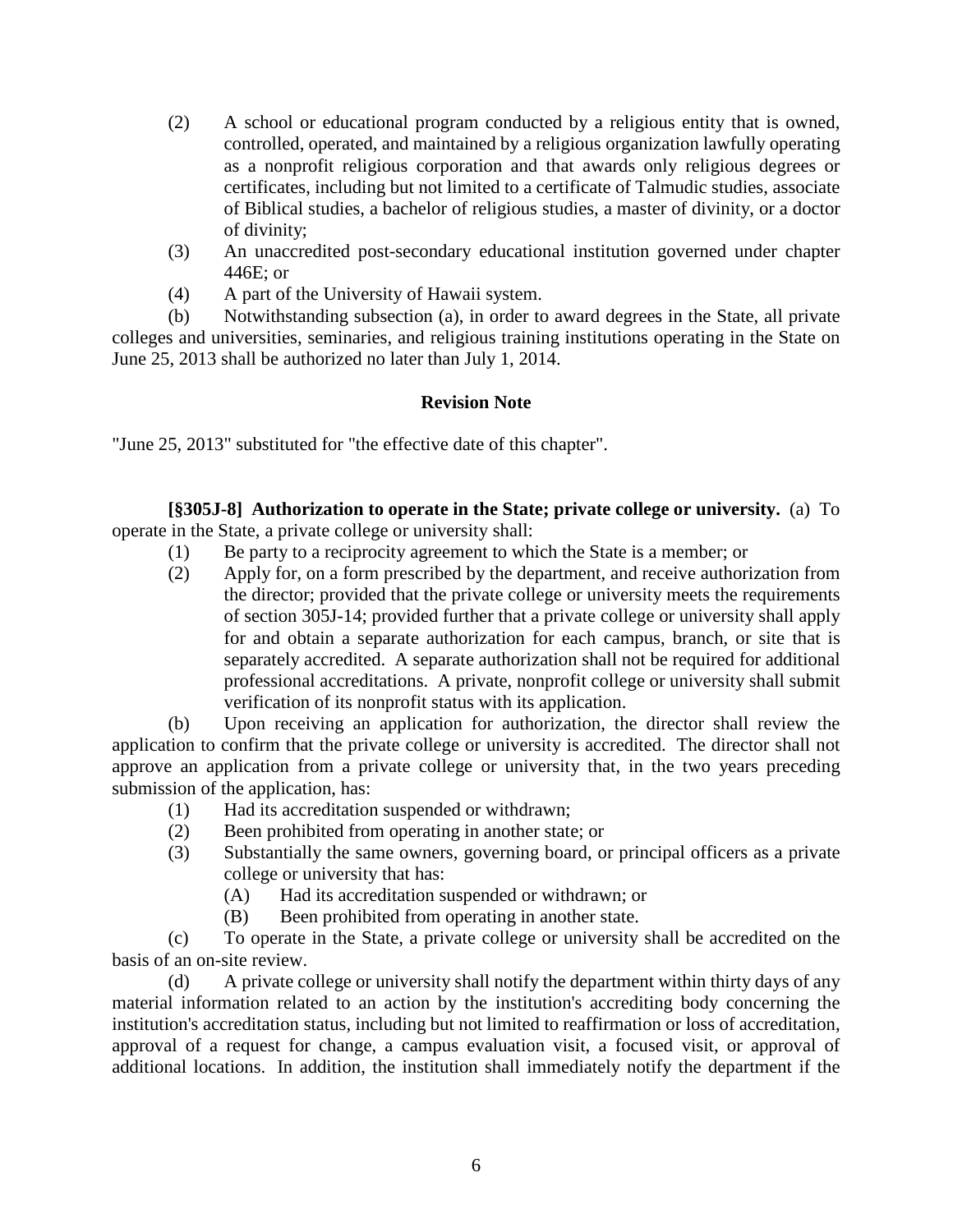(2) A school or educational program conducted by a religious entity that is owned, controlled, operated, and maintained by a religious organization lawfully operating as a nonprofit religious corporation and that awards only religious degrees or certificates, including but not limited to a certificate of Talmudic studies, associate of Biblical studies, a bachelor of religious studies, a master of divinity, or a doctor of divinity;

(3) An unaccredited post-secondary educational institution governed under chapter 446E; or

(4) A part of the University of Hawaii system.

(b) Notwithstanding subsection (a), in order to award degrees in the State, all private colleges and universities, seminaries, and religious training institutions operating in the State on June 25, 2013 shall be authorized no later than July 1, 2014.

**Revision Note**

"June 25, 2013" substituted for "the effective date of this chapter".

**[§305J-8] Authorization to operate in the State; private college or university.** (a) To operate in the State, a private college or university shall:

(1) Be party to a reciprocity agreement to which the State is a member; or

(2) Apply for, on a form prescribed by the department, and receive authorization from the director; provided that the private college or university meets the requirements of section 305J-14; provided further that a private college or university shall apply for and obtain a separate authorization for each campus, branch, or site that is separately accredited. A separate authorization shall not be required for additional professional accreditations. A private, nonprofit college or university shall submit verification of its nonprofit status with its application.

(b) Upon receiving an application for authorization, the director shall review the application to confirm that the private college or university is accredited. The director shall not approve an application from a private college or university that, in the two years preceding submission of the application, has:

(1) Had its accreditation suspended or withdrawn;

(2) Been prohibited from operating in another state; or

(3) Substantially the same owners, governing board, or principal officers as a private college or university that has:

    (A) Had its accreditation suspended or withdrawn; or

    (B) Been prohibited from operating in another state.

(c) To operate in the State, a private college or university shall be accredited on the basis of an on-site review.

(d) A private college or university shall notify the department within thirty days of any material information related to an action by the institution's accrediting body concerning the institution's accreditation status, including but not limited to reaffirmation or loss of accreditation, approval of a request for change, a campus evaluation visit, a focused visit, or approval of additional locations. In addition, the institution shall immediately notify the department if the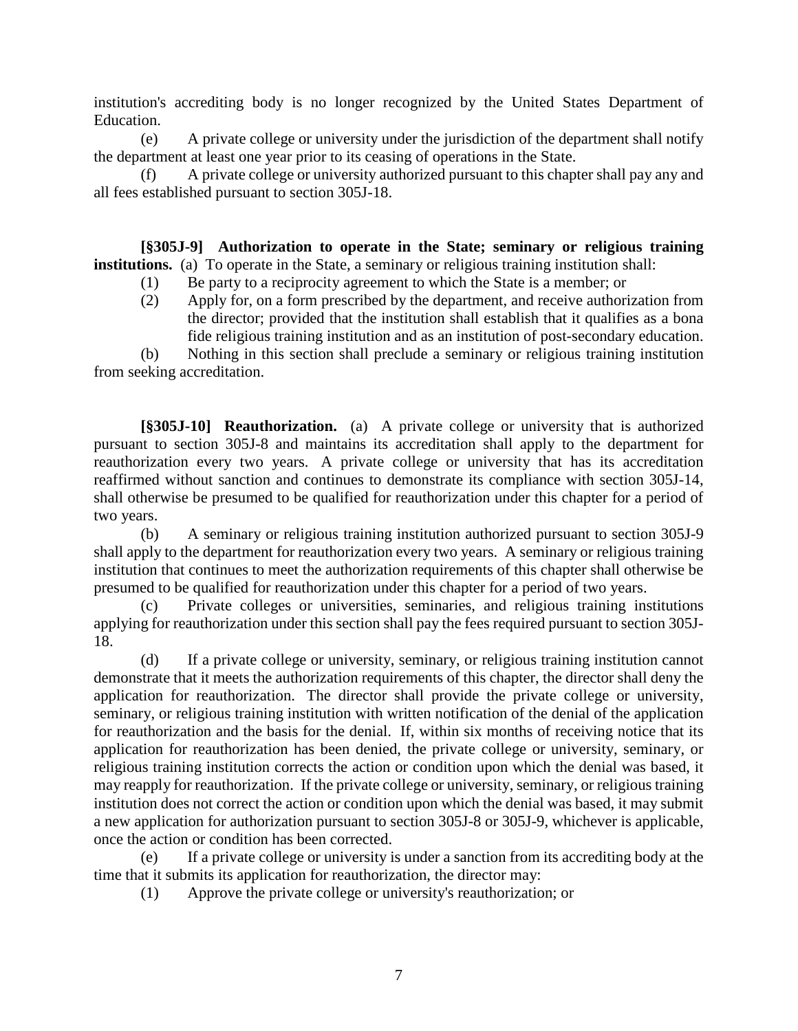institution's accrediting body is no longer recognized by the United States Department of Education.

(e) A private college or university under the jurisdiction of the department shall notify the department at least one year prior to its ceasing of operations in the State.

(f) A private college or university authorized pursuant to this chapter shall pay any and all fees established pursuant to section 305J-18.

**[§305J-9] Authorization to operate in the State; seminary or religious training institutions.** (a) To operate in the State, a seminary or religious training institution shall:

(1) Be party to a reciprocity agreement to which the State is a member; or

(2) Apply for, on a form prescribed by the department, and receive authorization from the director; provided that the institution shall establish that it qualifies as a bona fide religious training institution and as an institution of post-secondary education.

(b) Nothing in this section shall preclude a seminary or religious training institution from seeking accreditation.

**[§305J-10] Reauthorization.** (a) A private college or university that is authorized pursuant to section 305J-8 and maintains its accreditation shall apply to the department for reauthorization every two years. A private college or university that has its accreditation reaffirmed without sanction and continues to demonstrate its compliance with section 305J-14, shall otherwise be presumed to be qualified for reauthorization under this chapter for a period of two years.

(b) A seminary or religious training institution authorized pursuant to section 305J-9 shall apply to the department for reauthorization every two years. A seminary or religious training institution that continues to meet the authorization requirements of this chapter shall otherwise be presumed to be qualified for reauthorization under this chapter for a period of two years.

(c) Private colleges or universities, seminaries, and religious training institutions applying for reauthorization under this section shall pay the fees required pursuant to section 305J-18.

(d) If a private college or university, seminary, or religious training institution cannot demonstrate that it meets the authorization requirements of this chapter, the director shall deny the application for reauthorization. The director shall provide the private college or university, seminary, or religious training institution with written notification of the denial of the application for reauthorization and the basis for the denial. If, within six months of receiving notice that its application for reauthorization has been denied, the private college or university, seminary, or religious training institution corrects the action or condition upon which the denial was based, it may reapply for reauthorization. If the private college or university, seminary, or religious training institution does not correct the action or condition upon which the denial was based, it may submit a new application for authorization pursuant to section 305J-8 or 305J-9, whichever is applicable, once the action or condition has been corrected.

(e) If a private college or university is under a sanction from its accrediting body at the time that it submits its application for reauthorization, the director may:

(1) Approve the private college or university's reauthorization; or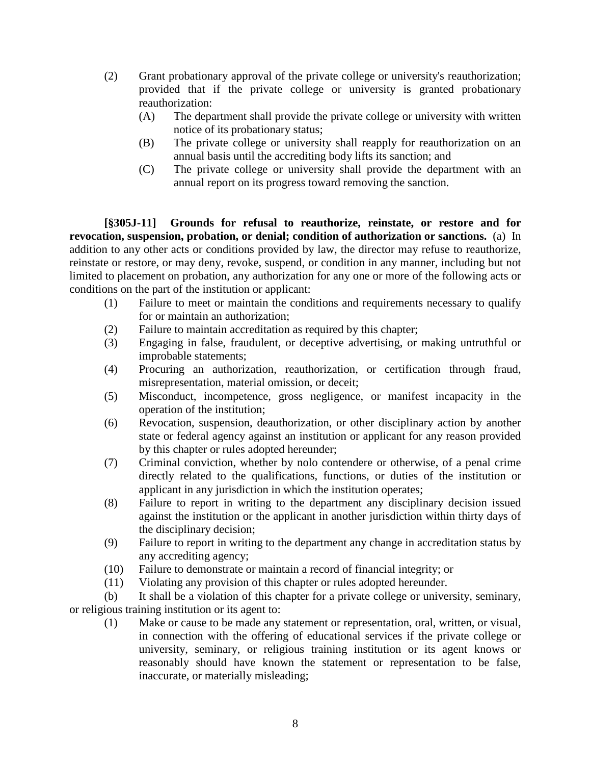(2) Grant probationary approval of the private college or university's reauthorization; provided that if the private college or university is granted probationary reauthorization:
   (A) The department shall provide the private college or university with written notice of its probationary status;
   (B) The private college or university shall reapply for reauthorization on an annual basis until the accrediting body lifts its sanction; and
   (C) The private college or university shall provide the department with an annual report on its progress toward removing the sanction.

**[§305J-11] Grounds for refusal to reauthorize, reinstate, or restore and for revocation, suspension, probation, or denial; condition of authorization or sanctions.** (a) In addition to any other acts or conditions provided by law, the director may refuse to reauthorize, reinstate or restore, or may deny, revoke, suspend, or condition in any manner, including but not limited to placement on probation, any authorization for any one or more of the following acts or conditions on the part of the institution or applicant:

(1) Failure to meet or maintain the conditions and requirements necessary to qualify for or maintain an authorization;
(2) Failure to maintain accreditation as required by this chapter;
(3) Engaging in false, fraudulent, or deceptive advertising, or making untruthful or improbable statements;
(4) Procuring an authorization, reauthorization, or certification through fraud, misrepresentation, material omission, or deceit;
(5) Misconduct, incompetence, gross negligence, or manifest incapacity in the operation of the institution;
(6) Revocation, suspension, deauthorization, or other disciplinary action by another state or federal agency against an institution or applicant for any reason provided by this chapter or rules adopted hereunder;
(7) Criminal conviction, whether by nolo contendere or otherwise, of a penal crime directly related to the qualifications, functions, or duties of the institution or applicant in any jurisdiction in which the institution operates;
(8) Failure to report in writing to the department any disciplinary decision issued against the institution or the applicant in another jurisdiction within thirty days of the disciplinary decision;
(9) Failure to report in writing to the department any change in accreditation status by any accrediting agency;
(10) Failure to demonstrate or maintain a record of financial integrity; or
(11) Violating any provision of this chapter or rules adopted hereunder.

(b) It shall be a violation of this chapter for a private college or university, seminary, or religious training institution or its agent to:

(1) Make or cause to be made any statement or representation, oral, written, or visual, in connection with the offering of educational services if the private college or university, seminary, or religious training institution or its agent knows or reasonably should have known the statement or representation to be false, inaccurate, or materially misleading;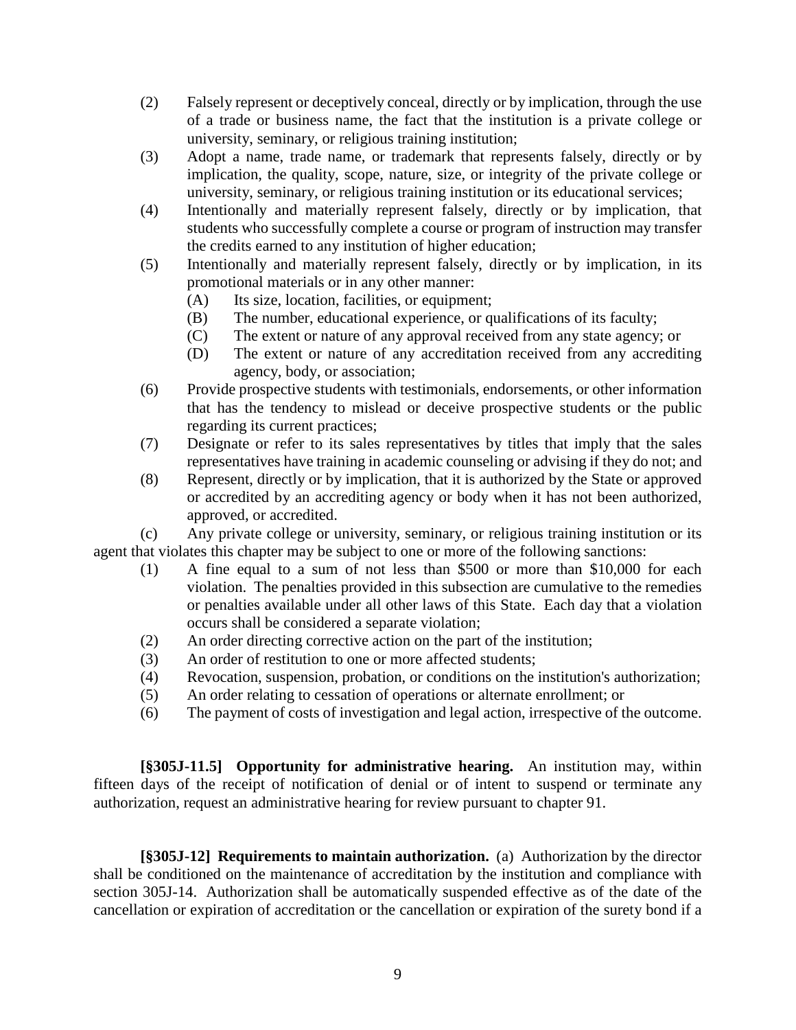(2) Falsely represent or deceptively conceal, directly or by implication, through the use of a trade or business name, the fact that the institution is a private college or university, seminary, or religious training institution;

(3) Adopt a name, trade name, or trademark that represents falsely, directly or by implication, the quality, scope, nature, size, or integrity of the private college or university, seminary, or religious training institution or its educational services;

(4) Intentionally and materially represent falsely, directly or by implication, that students who successfully complete a course or program of instruction may transfer the credits earned to any institution of higher education;

(5) Intentionally and materially represent falsely, directly or by implication, in its promotional materials or in any other manner:

  (A) Its size, location, facilities, or equipment;

  (B) The number, educational experience, or qualifications of its faculty;

  (C) The extent or nature of any approval received from any state agency; or

  (D) The extent or nature of any accreditation received from any accrediting agency, body, or association;

(6) Provide prospective students with testimonials, endorsements, or other information that has the tendency to mislead or deceive prospective students or the public regarding its current practices;

(7) Designate or refer to its sales representatives by titles that imply that the sales representatives have training in academic counseling or advising if they do not; and

(8) Represent, directly or by implication, that it is authorized by the State or approved or accredited by an accrediting agency or body when it has not been authorized, approved, or accredited.

(c) Any private college or university, seminary, or religious training institution or its agent that violates this chapter may be subject to one or more of the following sanctions:

(1) A fine equal to a sum of not less than $500 or more than $10,000 for each violation. The penalties provided in this subsection are cumulative to the remedies or penalties available under all other laws of this State. Each day that a violation occurs shall be considered a separate violation;

(2) An order directing corrective action on the part of the institution;

(3) An order of restitution to one or more affected students;

(4) Revocation, suspension, probation, or conditions on the institution's authorization;

(5) An order relating to cessation of operations or alternate enrollment; or

(6) The payment of costs of investigation and legal action, irrespective of the outcome.

**[§305J-11.5] Opportunity for administrative hearing.** An institution may, within fifteen days of the receipt of notification of denial or of intent to suspend or terminate any authorization, request an administrative hearing for review pursuant to chapter 91.

**[§305J-12] Requirements to maintain authorization.** (a) Authorization by the director shall be conditioned on the maintenance of accreditation by the institution and compliance with section 305J-14. Authorization shall be automatically suspended effective as of the date of the cancellation or expiration of accreditation or the cancellation or expiration of the surety bond if a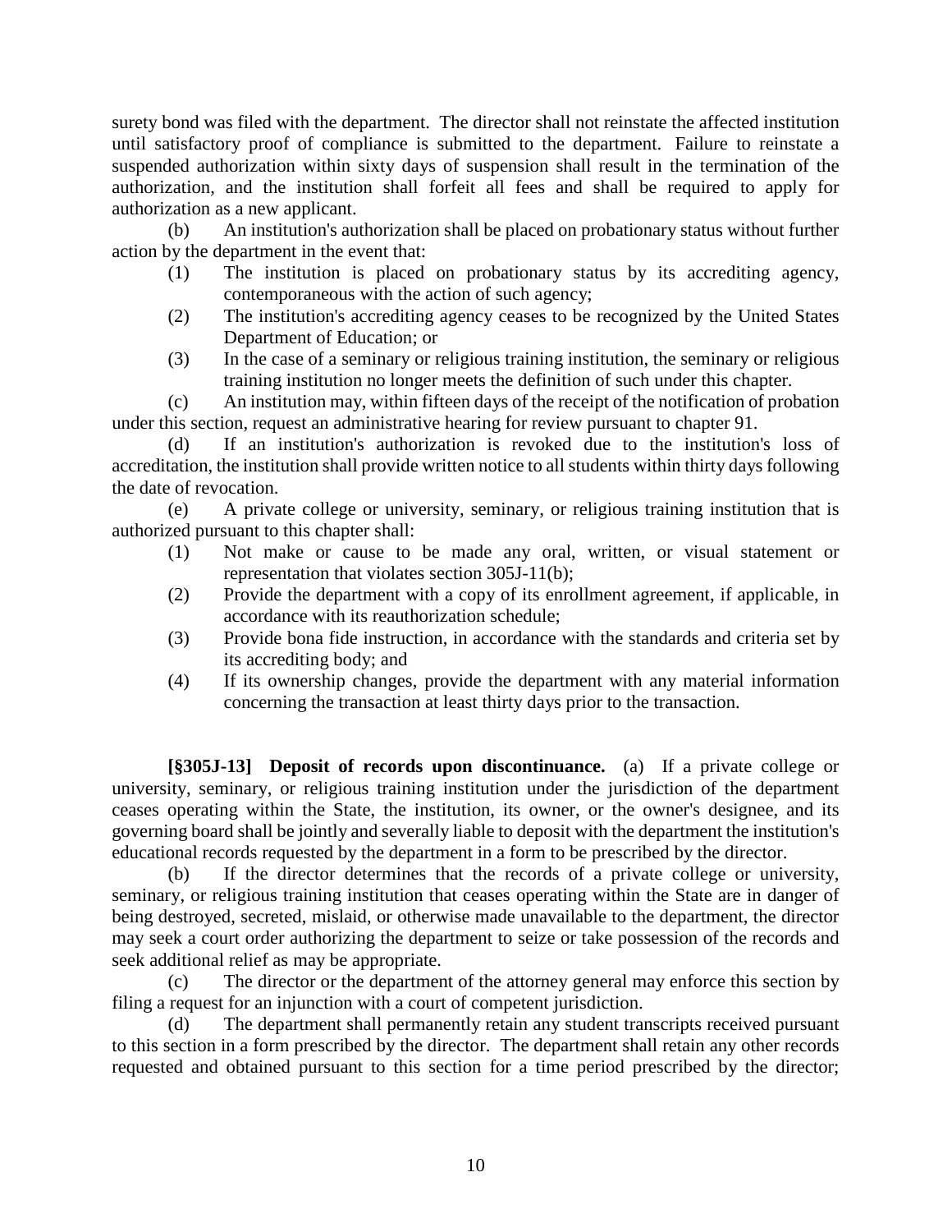surety bond was filed with the department. The director shall not reinstate the affected institution until satisfactory proof of compliance is submitted to the department. Failure to reinstate a suspended authorization within sixty days of suspension shall result in the termination of the authorization, and the institution shall forfeit all fees and shall be required to apply for authorization as a new applicant.

(b) An institution's authorization shall be placed on probationary status without further action by the department in the event that:

(1) The institution is placed on probationary status by its accrediting agency, contemporaneous with the action of such agency;

(2) The institution's accrediting agency ceases to be recognized by the United States Department of Education; or

(3) In the case of a seminary or religious training institution, the seminary or religious training institution no longer meets the definition of such under this chapter.

(c) An institution may, within fifteen days of the receipt of the notification of probation under this section, request an administrative hearing for review pursuant to chapter 91.

(d) If an institution's authorization is revoked due to the institution's loss of accreditation, the institution shall provide written notice to all students within thirty days following the date of revocation.

(e) A private college or university, seminary, or religious training institution that is authorized pursuant to this chapter shall:

(1) Not make or cause to be made any oral, written, or visual statement or representation that violates section 305J-11(b);

(2) Provide the department with a copy of its enrollment agreement, if applicable, in accordance with its reauthorization schedule;

(3) Provide bona fide instruction, in accordance with the standards and criteria set by its accrediting body; and

(4) If its ownership changes, provide the department with any material information concerning the transaction at least thirty days prior to the transaction.

**[§305J-13] Deposit of records upon discontinuance.** (a) If a private college or university, seminary, or religious training institution under the jurisdiction of the department ceases operating within the State, the institution, its owner, or the owner's designee, and its governing board shall be jointly and severally liable to deposit with the department the institution's educational records requested by the department in a form to be prescribed by the director.

(b) If the director determines that the records of a private college or university, seminary, or religious training institution that ceases operating within the State are in danger of being destroyed, secreted, mislaid, or otherwise made unavailable to the department, the director may seek a court order authorizing the department to seize or take possession of the records and seek additional relief as may be appropriate.

(c) The director or the department of the attorney general may enforce this section by filing a request for an injunction with a court of competent jurisdiction.

(d) The department shall permanently retain any student transcripts received pursuant to this section in a form prescribed by the director. The department shall retain any other records requested and obtained pursuant to this section for a time period prescribed by the director;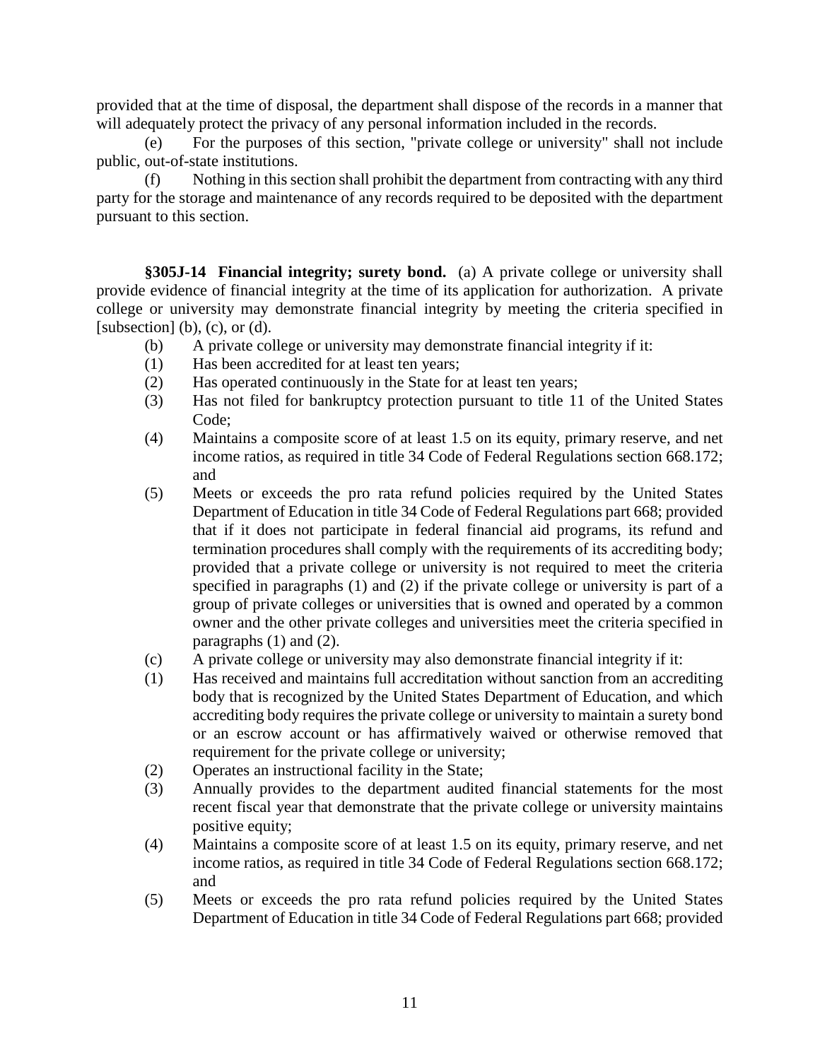provided that at the time of disposal, the department shall dispose of the records in a manner that will adequately protect the privacy of any personal information included in the records.

(e) For the purposes of this section, "private college or university" shall not include public, out-of-state institutions.

(f) Nothing in this section shall prohibit the department from contracting with any third party for the storage and maintenance of any records required to be deposited with the department pursuant to this section.

**§305J-14 Financial integrity; surety bond.** (a) A private college or university shall provide evidence of financial integrity at the time of its application for authorization. A private college or university may demonstrate financial integrity by meeting the criteria specified in [subsection] (b), (c), or (d).

(b) A private college or university may demonstrate financial integrity if it:

(1) Has been accredited for at least ten years;

(2) Has operated continuously in the State for at least ten years;

(3) Has not filed for bankruptcy protection pursuant to title 11 of the United States Code;

(4) Maintains a composite score of at least 1.5 on its equity, primary reserve, and net income ratios, as required in title 34 Code of Federal Regulations section 668.172; and

(5) Meets or exceeds the pro rata refund policies required by the United States Department of Education in title 34 Code of Federal Regulations part 668; provided that if it does not participate in federal financial aid programs, its refund and termination procedures shall comply with the requirements of its accrediting body; provided that a private college or university is not required to meet the criteria specified in paragraphs (1) and (2) if the private college or university is part of a group of private colleges or universities that is owned and operated by a common owner and the other private colleges and universities meet the criteria specified in paragraphs (1) and (2).

(c) A private college or university may also demonstrate financial integrity if it:

(1) Has received and maintains full accreditation without sanction from an accrediting body that is recognized by the United States Department of Education, and which accrediting body requires the private college or university to maintain a surety bond or an escrow account or has affirmatively waived or otherwise removed that requirement for the private college or university;

(2) Operates an instructional facility in the State;

(3) Annually provides to the department audited financial statements for the most recent fiscal year that demonstrate that the private college or university maintains positive equity;

(4) Maintains a composite score of at least 1.5 on its equity, primary reserve, and net income ratios, as required in title 34 Code of Federal Regulations section 668.172; and

(5) Meets or exceeds the pro rata refund policies required by the United States Department of Education in title 34 Code of Federal Regulations part 668; provided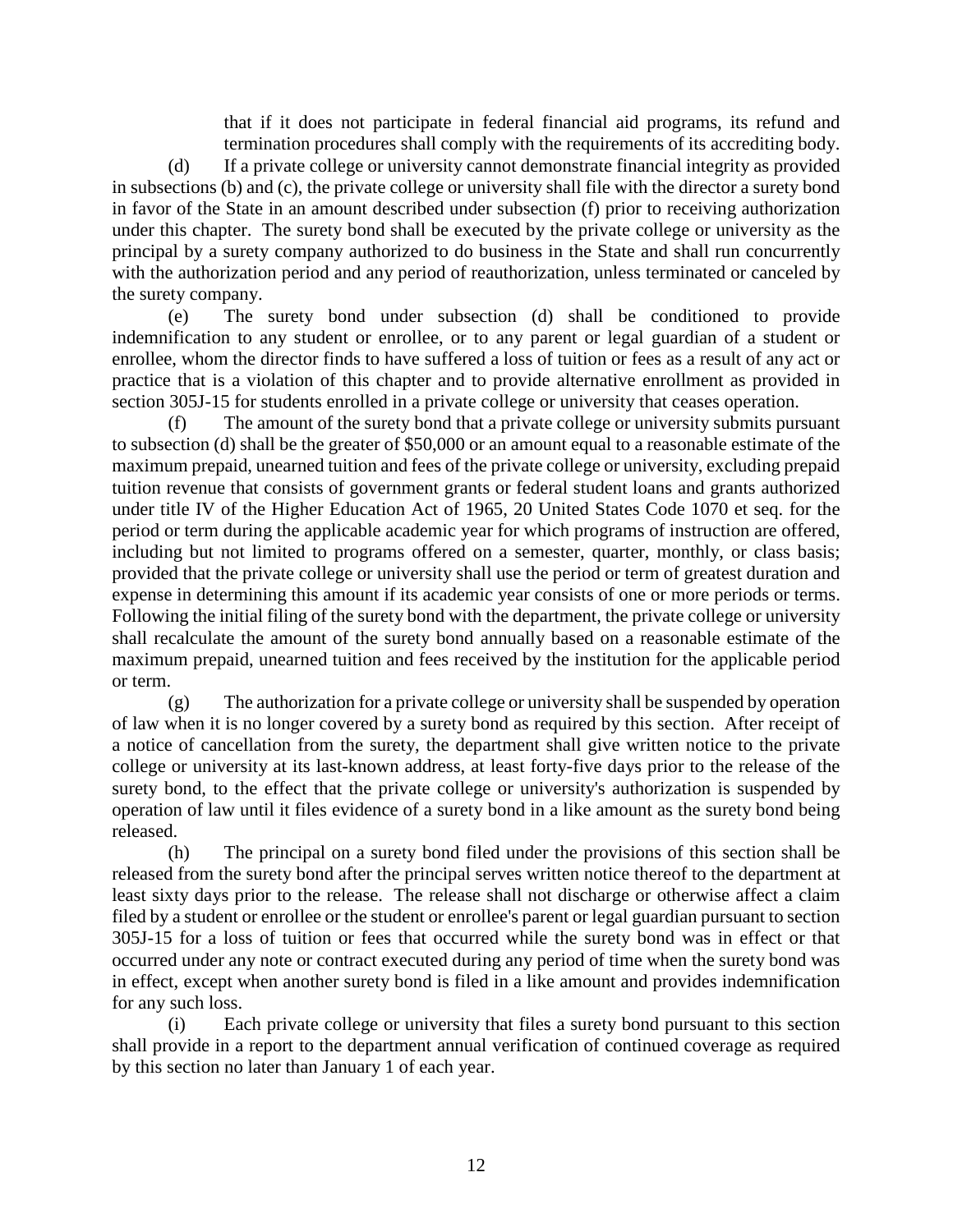that if it does not participate in federal financial aid programs, its refund and termination procedures shall comply with the requirements of its accrediting body.

(d) If a private college or university cannot demonstrate financial integrity as provided in subsections (b) and (c), the private college or university shall file with the director a surety bond in favor of the State in an amount described under subsection (f) prior to receiving authorization under this chapter. The surety bond shall be executed by the private college or university as the principal by a surety company authorized to do business in the State and shall run concurrently with the authorization period and any period of reauthorization, unless terminated or canceled by the surety company.

(e) The surety bond under subsection (d) shall be conditioned to provide indemnification to any student or enrollee, or to any parent or legal guardian of a student or enrollee, whom the director finds to have suffered a loss of tuition or fees as a result of any act or practice that is a violation of this chapter and to provide alternative enrollment as provided in section 305J-15 for students enrolled in a private college or university that ceases operation.

(f) The amount of the surety bond that a private college or university submits pursuant to subsection (d) shall be the greater of $50,000 or an amount equal to a reasonable estimate of the maximum prepaid, unearned tuition and fees of the private college or university, excluding prepaid tuition revenue that consists of government grants or federal student loans and grants authorized under title IV of the Higher Education Act of 1965, 20 United States Code 1070 et seq. for the period or term during the applicable academic year for which programs of instruction are offered, including but not limited to programs offered on a semester, quarter, monthly, or class basis; provided that the private college or university shall use the period or term of greatest duration and expense in determining this amount if its academic year consists of one or more periods or terms. Following the initial filing of the surety bond with the department, the private college or university shall recalculate the amount of the surety bond annually based on a reasonable estimate of the maximum prepaid, unearned tuition and fees received by the institution for the applicable period or term.

(g) The authorization for a private college or university shall be suspended by operation of law when it is no longer covered by a surety bond as required by this section. After receipt of a notice of cancellation from the surety, the department shall give written notice to the private college or university at its last-known address, at least forty-five days prior to the release of the surety bond, to the effect that the private college or university's authorization is suspended by operation of law until it files evidence of a surety bond in a like amount as the surety bond being released.

(h) The principal on a surety bond filed under the provisions of this section shall be released from the surety bond after the principal serves written notice thereof to the department at least sixty days prior to the release. The release shall not discharge or otherwise affect a claim filed by a student or enrollee or the student or enrollee's parent or legal guardian pursuant to section 305J-15 for a loss of tuition or fees that occurred while the surety bond was in effect or that occurred under any note or contract executed during any period of time when the surety bond was in effect, except when another surety bond is filed in a like amount and provides indemnification for any such loss.

(i) Each private college or university that files a surety bond pursuant to this section shall provide in a report to the department annual verification of continued coverage as required by this section no later than January 1 of each year.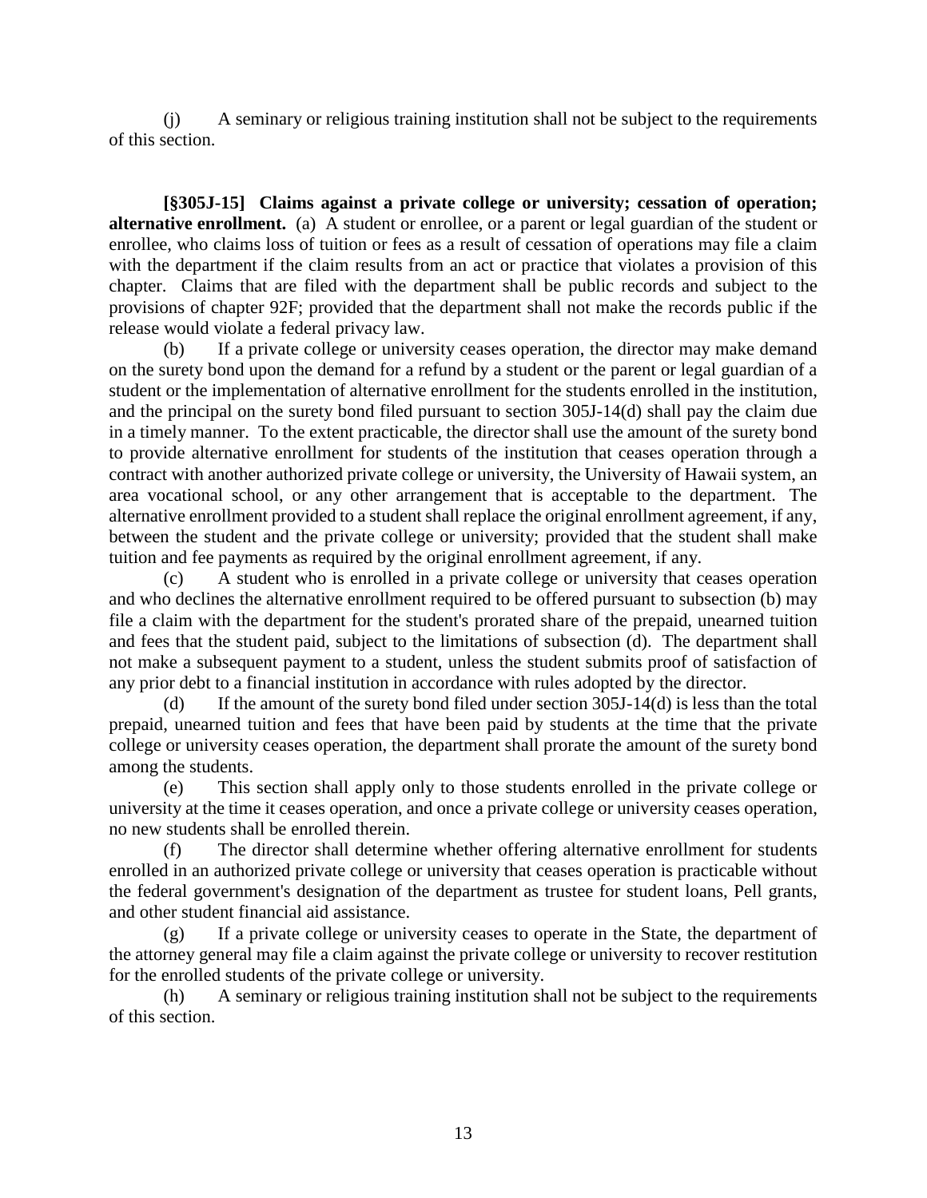(j) A seminary or religious training institution shall not be subject to the requirements of this section.

**[§305J-15] Claims against a private college or university; cessation of operation; alternative enrollment.** (a) A student or enrollee, or a parent or legal guardian of the student or enrollee, who claims loss of tuition or fees as a result of cessation of operations may file a claim with the department if the claim results from an act or practice that violates a provision of this chapter. Claims that are filed with the department shall be public records and subject to the provisions of chapter 92F; provided that the department shall not make the records public if the release would violate a federal privacy law.

(b) If a private college or university ceases operation, the director may make demand on the surety bond upon the demand for a refund by a student or the parent or legal guardian of a student or the implementation of alternative enrollment for the students enrolled in the institution, and the principal on the surety bond filed pursuant to section 305J-14(d) shall pay the claim due in a timely manner. To the extent practicable, the director shall use the amount of the surety bond to provide alternative enrollment for students of the institution that ceases operation through a contract with another authorized private college or university, the University of Hawaii system, an area vocational school, or any other arrangement that is acceptable to the department. The alternative enrollment provided to a student shall replace the original enrollment agreement, if any, between the student and the private college or university; provided that the student shall make tuition and fee payments as required by the original enrollment agreement, if any.

(c) A student who is enrolled in a private college or university that ceases operation and who declines the alternative enrollment required to be offered pursuant to subsection (b) may file a claim with the department for the student's prorated share of the prepaid, unearned tuition and fees that the student paid, subject to the limitations of subsection (d). The department shall not make a subsequent payment to a student, unless the student submits proof of satisfaction of any prior debt to a financial institution in accordance with rules adopted by the director.

(d) If the amount of the surety bond filed under section 305J-14(d) is less than the total prepaid, unearned tuition and fees that have been paid by students at the time that the private college or university ceases operation, the department shall prorate the amount of the surety bond among the students.

(e) This section shall apply only to those students enrolled in the private college or university at the time it ceases operation, and once a private college or university ceases operation, no new students shall be enrolled therein.

(f) The director shall determine whether offering alternative enrollment for students enrolled in an authorized private college or university that ceases operation is practicable without the federal government's designation of the department as trustee for student loans, Pell grants, and other student financial aid assistance.

(g) If a private college or university ceases to operate in the State, the department of the attorney general may file a claim against the private college or university to recover restitution for the enrolled students of the private college or university.

(h) A seminary or religious training institution shall not be subject to the requirements of this section.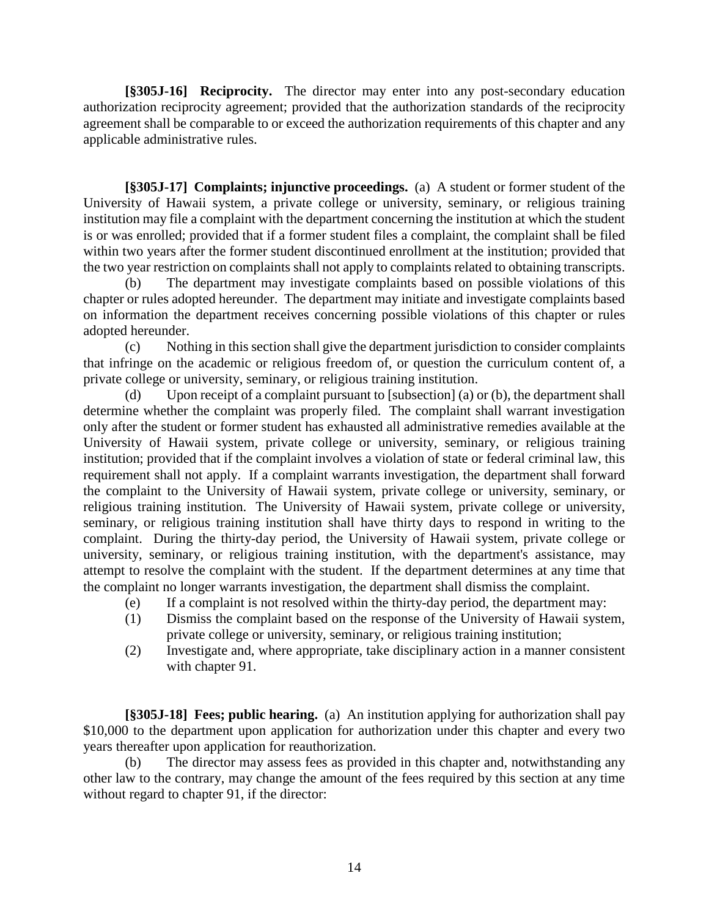**[§305J-16] Reciprocity.** The director may enter into any post-secondary education authorization reciprocity agreement; provided that the authorization standards of the reciprocity agreement shall be comparable to or exceed the authorization requirements of this chapter and any applicable administrative rules.

**[§305J-17] Complaints; injunctive proceedings.** (a) A student or former student of the University of Hawaii system, a private college or university, seminary, or religious training institution may file a complaint with the department concerning the institution at which the student is or was enrolled; provided that if a former student files a complaint, the complaint shall be filed within two years after the former student discontinued enrollment at the institution; provided that the two year restriction on complaints shall not apply to complaints related to obtaining transcripts.

(b) The department may investigate complaints based on possible violations of this chapter or rules adopted hereunder. The department may initiate and investigate complaints based on information the department receives concerning possible violations of this chapter or rules adopted hereunder.

(c) Nothing in this section shall give the department jurisdiction to consider complaints that infringe on the academic or religious freedom of, or question the curriculum content of, a private college or university, seminary, or religious training institution.

(d) Upon receipt of a complaint pursuant to [subsection] (a) or (b), the department shall determine whether the complaint was properly filed. The complaint shall warrant investigation only after the student or former student has exhausted all administrative remedies available at the University of Hawaii system, private college or university, seminary, or religious training institution; provided that if the complaint involves a violation of state or federal criminal law, this requirement shall not apply. If a complaint warrants investigation, the department shall forward the complaint to the University of Hawaii system, private college or university, seminary, or religious training institution. The University of Hawaii system, private college or university, seminary, or religious training institution shall have thirty days to respond in writing to the complaint. During the thirty-day period, the University of Hawaii system, private college or university, seminary, or religious training institution, with the department's assistance, may attempt to resolve the complaint with the student. If the department determines at any time that the complaint no longer warrants investigation, the department shall dismiss the complaint.

(e) If a complaint is not resolved within the thirty-day period, the department may:

(1) Dismiss the complaint based on the response of the University of Hawaii system, private college or university, seminary, or religious training institution;

(2) Investigate and, where appropriate, take disciplinary action in a manner consistent with chapter 91.

**[§305J-18] Fees; public hearing.** (a) An institution applying for authorization shall pay $10,000 to the department upon application for authorization under this chapter and every two years thereafter upon application for reauthorization.

(b) The director may assess fees as provided in this chapter and, notwithstanding any other law to the contrary, may change the amount of the fees required by this section at any time without regard to chapter 91, if the director: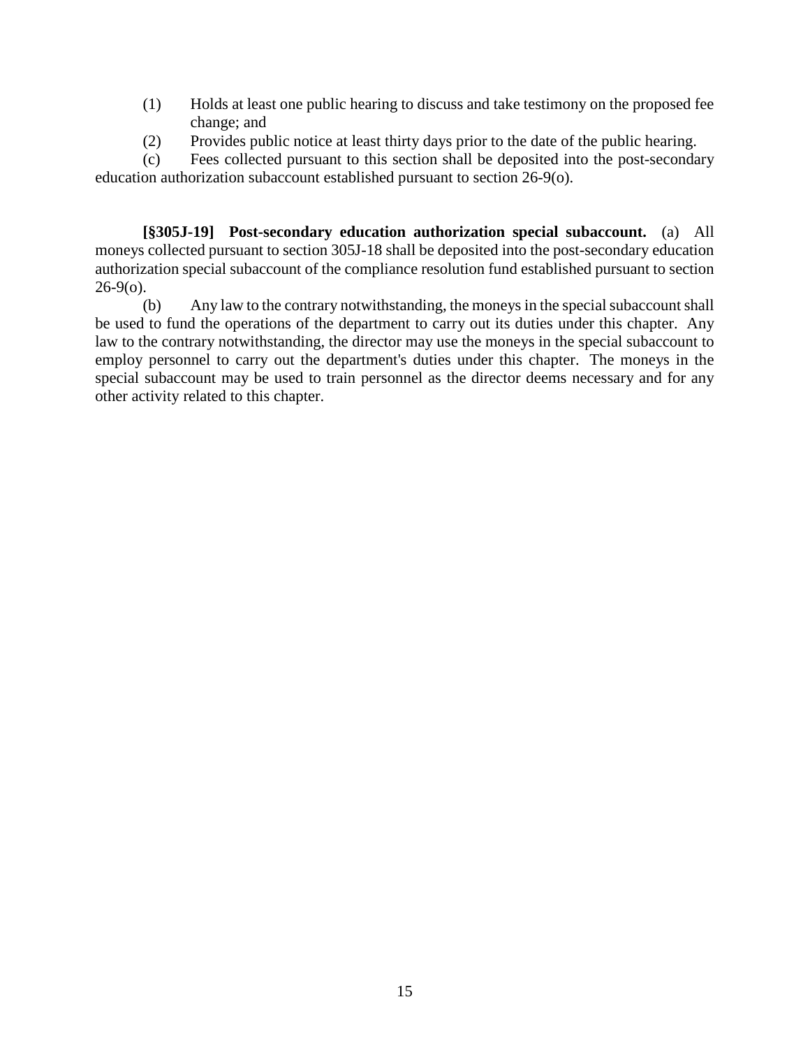(1) Holds at least one public hearing to discuss and take testimony on the proposed fee change; and

(2) Provides public notice at least thirty days prior to the date of the public hearing.

(c) Fees collected pursuant to this section shall be deposited into the post-secondary education authorization subaccount established pursuant to section 26-9(o).

**[§305J-19] Post-secondary education authorization special subaccount.** (a) All moneys collected pursuant to section 305J-18 shall be deposited into the post-secondary education authorization special subaccount of the compliance resolution fund established pursuant to section 26-9(o).

(b) Any law to the contrary notwithstanding, the moneys in the special subaccount shall be used to fund the operations of the department to carry out its duties under this chapter. Any law to the contrary notwithstanding, the director may use the moneys in the special subaccount to employ personnel to carry out the department's duties under this chapter. The moneys in the special subaccount may be used to train personnel as the director deems necessary and for any other activity related to this chapter.